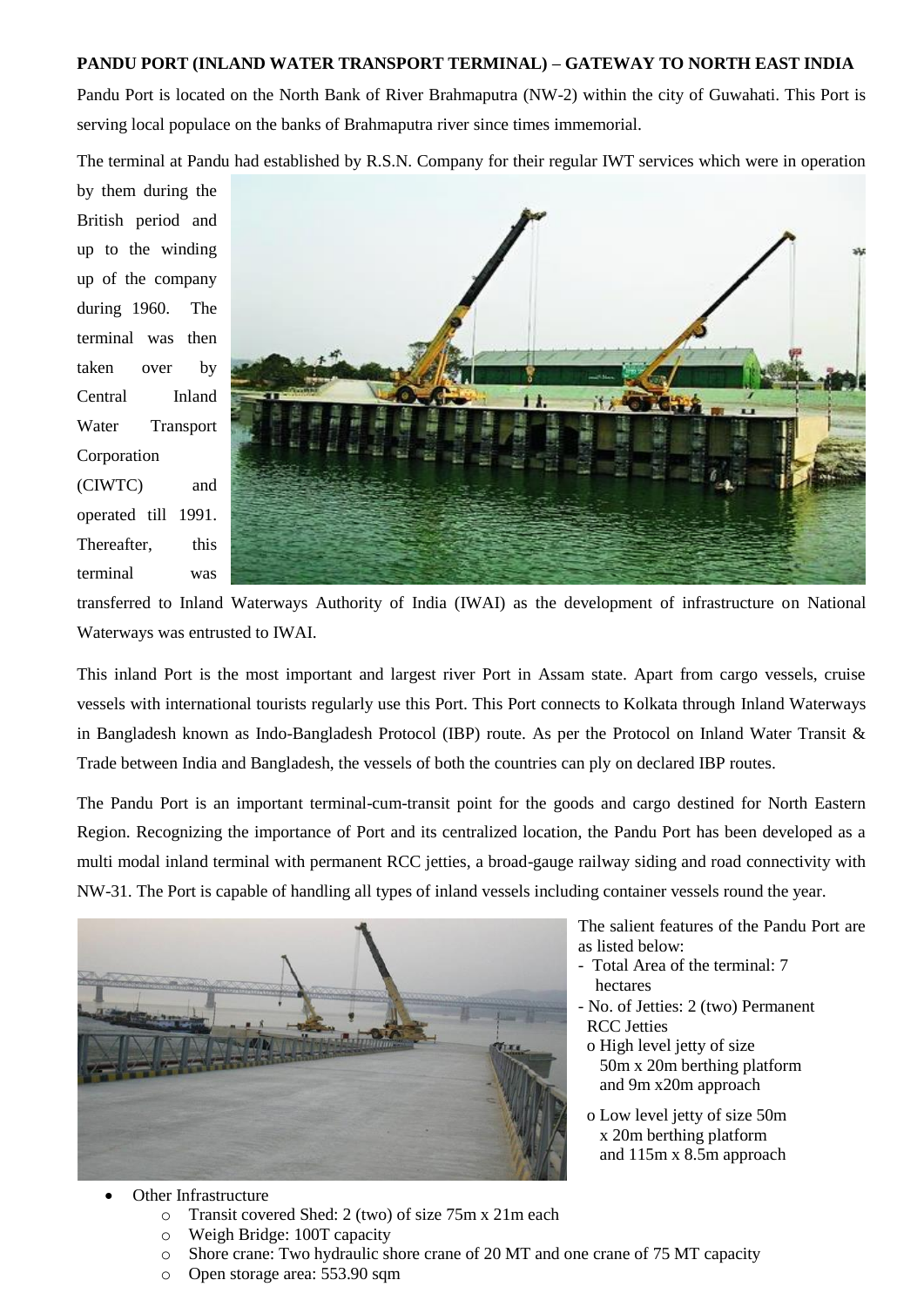**PANDU PORT (INLAND WATER TRANSPORT TERMINAL) – GATEWAY TO NORTH EAST INDIA**

Pandu Port is located on the North Bank of River Brahmaputra (NW-2) within the city of Guwahati. This Port is serving local populace on the banks of Brahmaputra river since times immemorial.

The terminal at Pandu had established by R.S.N. Company for their regular IWT services which were in operation by them during the British period and up to the winding up of the company during 1960. The terminal was then taken over by Central Inland Water Transport Corporation (CIWTC) and operated till 1991. Thereafter, this terminal was transferred to Inland Waterways Authority of India (IWAI) as the development of infrastructure on National Waterways was entrusted to IWAI.

This inland Port is the most important and largest river Port in Assam state. Apart from cargo vessels, cruise vessels with international tourists regularly use this Port. This Port connects to Kolkata through Inland Waterways in Bangladesh known as Indo-Bangladesh Protocol (IBP) route. As per the Protocol on Inland Water Transit & Trade between India and Bangladesh, the vessels of both the countries can ply on declared IBP routes.

The Pandu Port is an important terminal-cum-transit point for the goods and cargo destined for North Eastern Region. Recognizing the importance of Port and its centralized location, the Pandu Port has been developed as a multi modal inland terminal with permanent RCC jetties, a broad-gauge railway siding and road connectivity with NW-31. The Port is capable of handling all types of inland vessels including container vessels round the year.

The salient features of the Pandu Port are as listed below:

- Total Area of the terminal: 7 hectares
- No. of Jetties: 2 (two) Permanent RCC Jetties
  - High level jetty of size 50m x 20m berthing platform and 9m x20m approach
  - Low level jetty of size 50m x 20m berthing platform and 115m x 8.5m approach

- Other Infrastructure
  - Transit covered Shed: 2 (two) of size 75m x 21m each
  - Weigh Bridge: 100T capacity
  - Shore crane: Two hydraulic shore crane of 20 MT and one crane of 75 MT capacity
  - Open storage area: 553.90 sqm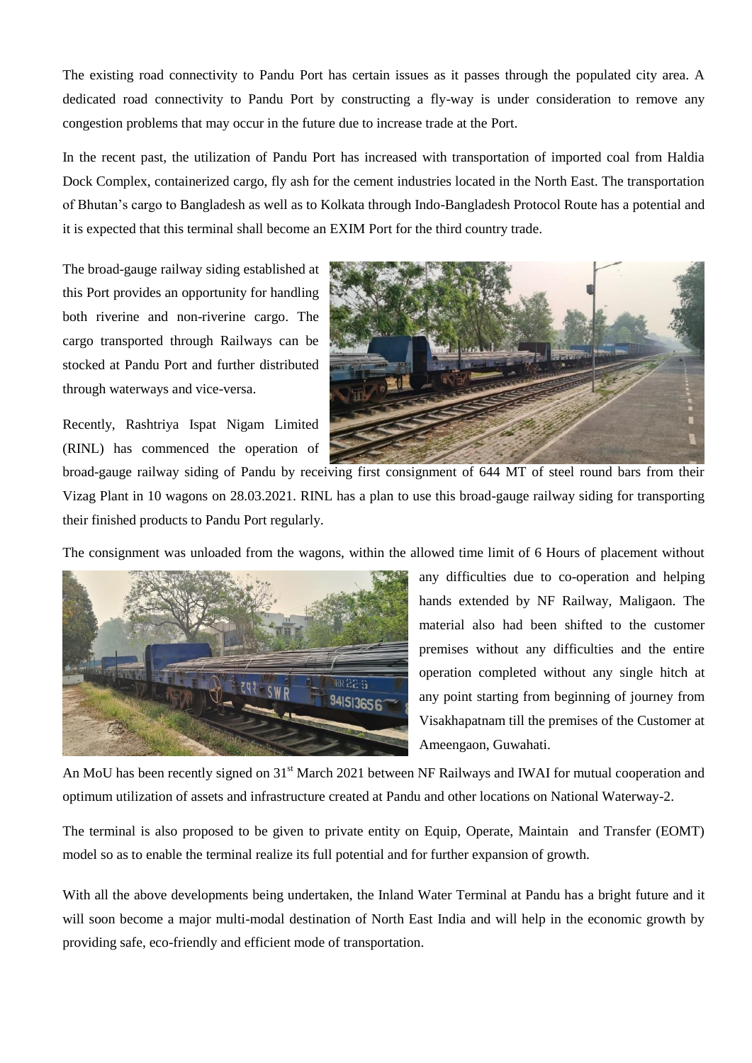The existing road connectivity to Pandu Port has certain issues as it passes through the populated city area. A dedicated road connectivity to Pandu Port by constructing a fly-way is under consideration to remove any congestion problems that may occur in the future due to increase trade at the Port.

In the recent past, the utilization of Pandu Port has increased with transportation of imported coal from Haldia Dock Complex, containerized cargo, fly ash for the cement industries located in the North East. The transportation of Bhutan's cargo to Bangladesh as well as to Kolkata through Indo-Bangladesh Protocol Route has a potential and it is expected that this terminal shall become an EXIM Port for the third country trade.

The broad-gauge railway siding established at this Port provides an opportunity for handling both riverine and non-riverine cargo. The cargo transported through Railways can be stocked at Pandu Port and further distributed through waterways and vice-versa.

Recently, Rashtriya Ispat Nigam Limited (RINL) has commenced the operation of broad-gauge railway siding of Pandu by receiving first consignment of 644 MT of steel round bars from their Vizag Plant in 10 wagons on 28.03.2021. RINL has a plan to use this broad-gauge railway siding for transporting their finished products to Pandu Port regularly.

The consignment was unloaded from the wagons, within the allowed time limit of 6 Hours of placement without any difficulties due to co-operation and helping hands extended by NF Railway, Maligaon. The material also had been shifted to the customer premises without any difficulties and the entire operation completed without any single hitch at any point starting from beginning of journey from Visakhapatnam till the premises of the Customer at Ameengaon, Guwahati.

An MoU has been recently signed on 31st March 2021 between NF Railways and IWAI for mutual cooperation and optimum utilization of assets and infrastructure created at Pandu and other locations on National Waterway-2.

The terminal is also proposed to be given to private entity on Equip, Operate, Maintain and Transfer (EOMT) model so as to enable the terminal realize its full potential and for further expansion of growth.

With all the above developments being undertaken, the Inland Water Terminal at Pandu has a bright future and it will soon become a major multi-modal destination of North East India and will help in the economic growth by providing safe, eco-friendly and efficient mode of transportation.